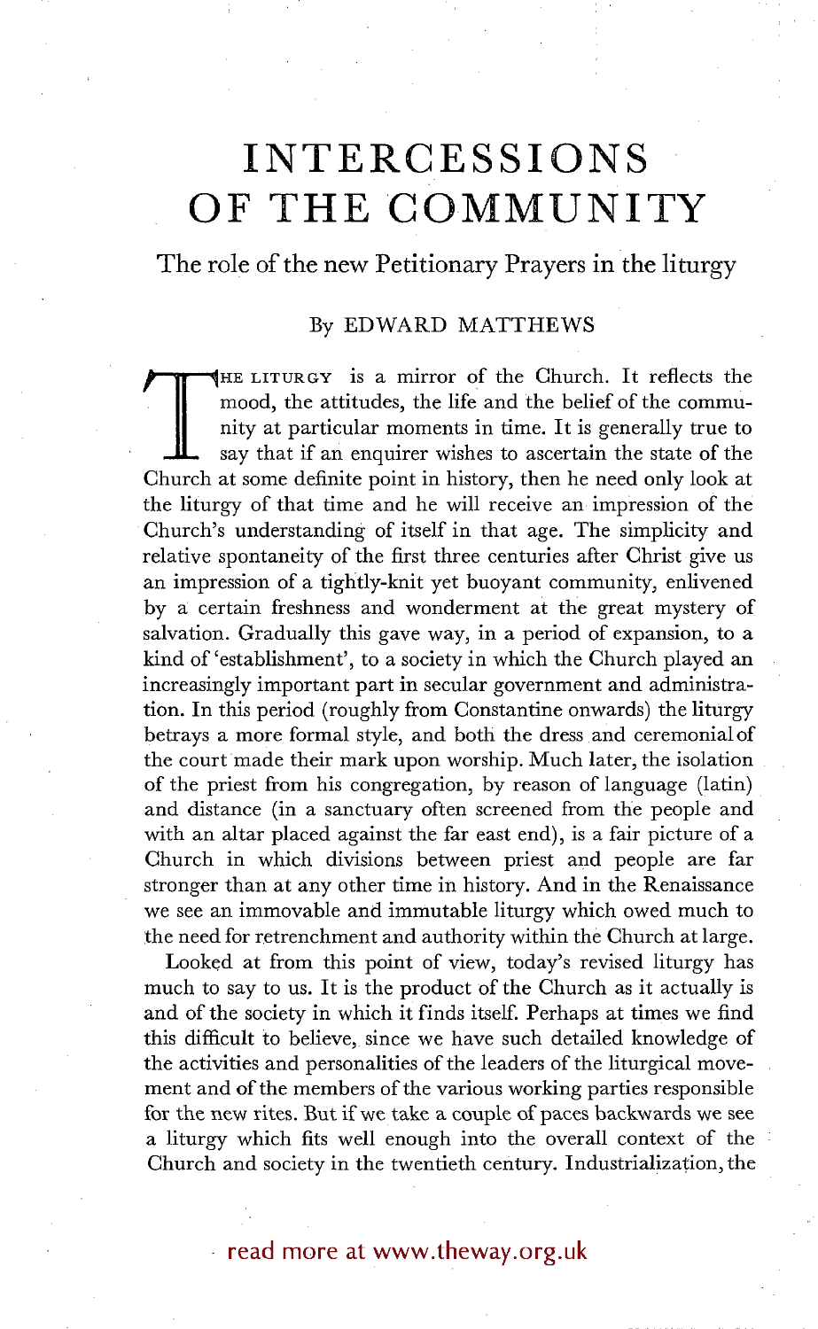# INTERCESSIONS OF THE COMMUNITY

## The role of the new Petitionary Prayers in the liturgy

### By EDWARD MATTHEWS

THE LITURGY is a mirror of the Church. It reflects the mood, the attitudes, the life and the belief of the community at particular moments in time. It is generally true to say that if an enquirer wishes to ascertain the state of the Church at some definite point in history, then he need only look at the liturgy of that time and he will receive an impression of the Church's understanding of itself in that age. The simplicity and relative spontaneity of the first three centuries after Christ give us an impression of a tightly-knit yet buoyant community, enlivened by a certain freshness and wonderment at the great mystery of salvation. Gradually this gave way, in a period of expansion, to a kind of 'establishment', to a society in which the Church played an increasingly important part in secular government and administration. In this period (roughly from Constantine onwards) the liturgy betrays a more formal style, and both the dress and ceremonial of the court made their mark upon worship. Much later, the isolation of the priest from his congregation, by reason of language (latin) and distance (in a sanctuary often screened from the people and with an altar placed against the far east end), is a fair picture of a Church in which divisions between priest and people are far stronger than at any other time in history. And in the Renaissance we see an immovable and immutable liturgy which owed much to the need for retrenchment and authority within the Church at large.

Looked at from this point of view, today's revised liturgy has much to say to us. It is the product of the Church as it actually is and of the society in which it finds itself. Perhaps at times we find this difficult to believe, since we have such detailed knowledge of the activities and personalities of the leaders of the liturgical movement and of the members of the various working parties responsible for the new rites. But if we take a couple of paces backwards we see a liturgy which fits well enough into the overall context of the Church and society in the twentieth century. Industrialization, the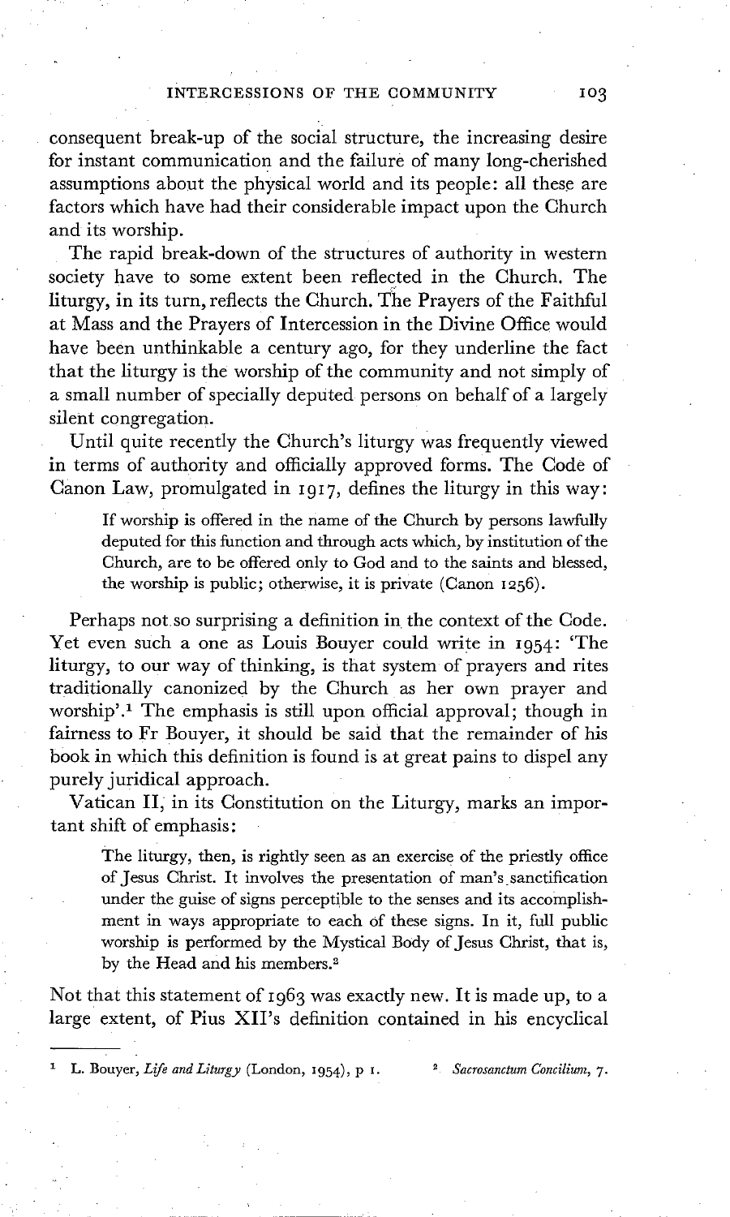consequent break-up of the social structure, the increasing desire for instant communication and the failure of many long-cherished assumptions about the physical world and its people: all these are factors which have had their considerable impact upon the Church and its worship.

The rapid break-down of the structures of authority in western society have to some extent been reflected in the Church. The liturgy, in its turn, reflects the Church. The Prayers of the Faithful at Mass and the Prayers of Intercession in the Divine Office would have been unthinkable a century ago, for they underline the fact that the liturgy is the worship of the community and not simply of a small number of specially deputed persons on behalf of a largely silent congregation.

Until quite recently the Church's liturgy was frequently viewed in terms of authority and officially approved forms. The Code of Canon Law, promulgated in 1917, defines the liturgy in this way:

> If worship is offered in the name of the Church by persons lawfully deputed for this function and through acts which, by institution of the Church, are to be offered only to God and to the saints and blessed, the worship is public; otherwise, it is private (Canon 1256).

Perhaps not so surprising a definition in the context of the Code. Yet even such a one as Louis Bouyer could write in 1954: 'The liturgy, to our way of thinking, is that system of prayers and rites traditionally canonized by the Church as her own prayer and worship'.[1] The emphasis is still upon official approval; though in fairness to Fr Bouyer, it should be said that the remainder of his book in which this definition is found is at great pains to dispel any purely juridical approach.

Vatican II, in its Constitution on the Liturgy, marks an important shift of emphasis:

> The liturgy, then, is rightly seen as an exercise of the priestly office of Jesus Christ. It involves the presentation of man's sanctification under the guise of signs perceptible to the senses and its accomplishment in ways appropriate to each of these signs. In it, full public worship is performed by the Mystical Body of Jesus Christ, that is, by the Head and his members.[2]

Not that this statement of 1963 was exactly new. It is made up, to a large extent, of Pius XII's definition contained in his encyclical

---

[1] L. Bouyer, *Life and Liturgy* (London, 1954), p 1.

[2] *Sacrosanctum Concilium*, 7.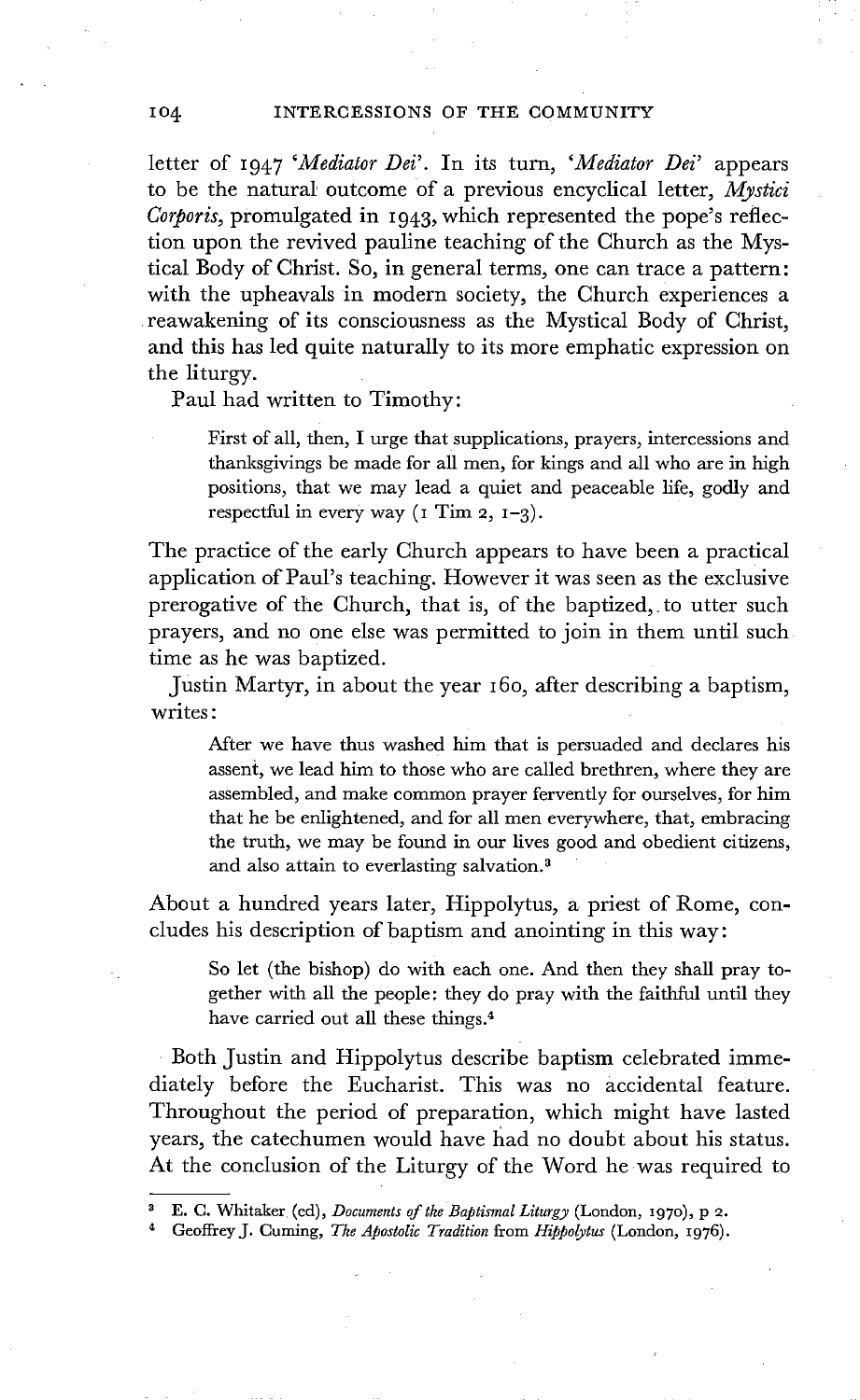letter of 1947 '*Mediator Dei*'. In its turn, '*Mediator Dei*' appears to be the natural outcome of a previous encyclical letter, *Mystici Corporis*, promulgated in 1943, which represented the pope's reflection upon the revived pauline teaching of the Church as the Mystical Body of Christ. So, in general terms, one can trace a pattern: with the upheavals in modern society, the Church experiences a reawakening of its consciousness as the Mystical Body of Christ, and this has led quite naturally to its more emphatic expression on the liturgy.

Paul had written to Timothy:

> First of all, then, I urge that supplications, prayers, intercessions and thanksgivings be made for all men, for kings and all who are in high positions, that we may lead a quiet and peaceable life, godly and respectful in every way (1 Tim 2, 1–3).

The practice of the early Church appears to have been a practical application of Paul's teaching. However it was seen as the exclusive prerogative of the Church, that is, of the baptized, to utter such prayers, and no one else was permitted to join in them until such time as he was baptized.

Justin Martyr, in about the year 160, after describing a baptism, writes:

> After we have thus washed him that is persuaded and declares his assent, we lead him to those who are called brethren, where they are assembled, and make common prayer fervently for ourselves, for him that he be enlightened, and for all men everywhere, that, embracing the truth, we may be found in our lives good and obedient citizens, and also attain to everlasting salvation.[3]

About a hundred years later, Hippolytus, a priest of Rome, concludes his description of baptism and anointing in this way:

> So let (the bishop) do with each one. And then they shall pray together with all the people: they do pray with the faithful until they have carried out all these things.[4]

Both Justin and Hippolytus describe baptism celebrated immediately before the Eucharist. This was no accidental feature. Throughout the period of preparation, which might have lasted years, the catechumen would have had no doubt about his status. At the conclusion of the Liturgy of the Word he was required to

---

[3] E. C. Whitaker (ed), *Documents of the Baptismal Liturgy* (London, 1970), p 2.

[4] Geoffrey J. Cuming, *The Apostolic Tradition* from *Hippolytus* (London, 1976).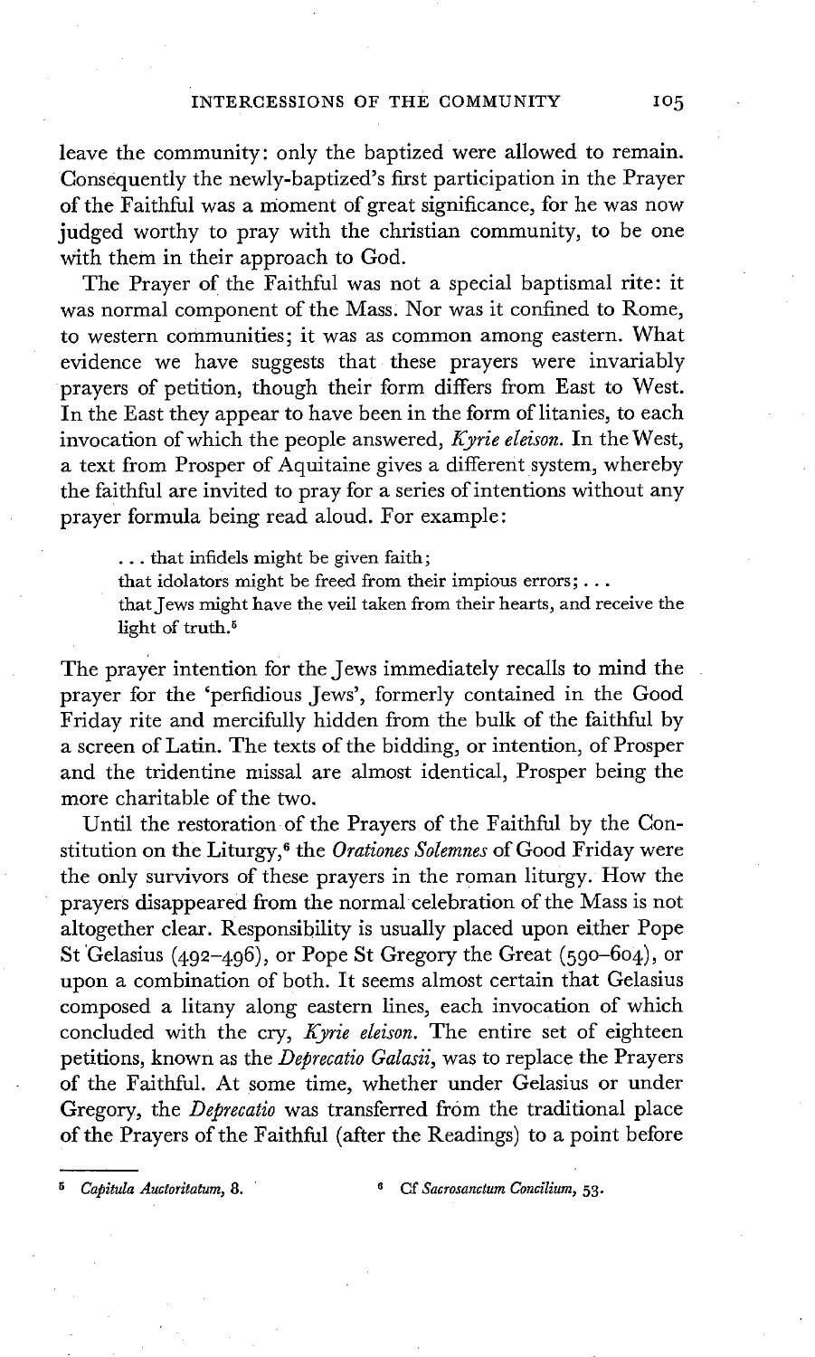leave the community: only the baptized were allowed to remain. Consequently the newly-baptized's first participation in the Prayer of the Faithful was a moment of great significance, for he was now judged worthy to pray with the christian community, to be one with them in their approach to God.

The Prayer of the Faithful was not a special baptismal rite: it was normal component of the Mass. Nor was it confined to Rome, to western communities; it was as common among eastern. What evidence we have suggests that these prayers were invariably prayers of petition, though their form differs from East to West. In the East they appear to have been in the form of litanies, to each invocation of which the people answered, *Kyrie eleison*. In the West, a text from Prosper of Aquitaine gives a different system, whereby the faithful are invited to pray for a series of intentions without any prayer formula being read aloud. For example:

> . . . that infidels might be given faith;
> that idolators might be freed from their impious errors; . . .
> that Jews might have the veil taken from their hearts, and receive the light of truth.[5]

The prayer intention for the Jews immediately recalls to mind the prayer for the 'perfidious Jews', formerly contained in the Good Friday rite and mercifully hidden from the bulk of the faithful by a screen of Latin. The texts of the bidding, or intention, of Prosper and the tridentine missal are almost identical, Prosper being the more charitable of the two.

Until the restoration of the Prayers of the Faithful by the Constitution on the Liturgy,[6] the *Orationes Solemnes* of Good Friday were the only survivors of these prayers in the roman liturgy. How the prayers disappeared from the normal celebration of the Mass is not altogether clear. Responsibility is usually placed upon either Pope St Gelasius (492–496), or Pope St Gregory the Great (590–604), or upon a combination of both. It seems almost certain that Gelasius composed a litany along eastern lines, each invocation of which concluded with the cry, *Kyrie eleison*. The entire set of eighteen petitions, known as the *Deprecatio Galasii*, was to replace the Prayers of the Faithful. At some time, whether under Gelasius or under Gregory, the *Deprecatio* was transferred from the traditional place of the Prayers of the Faithful (after the Readings) to a point before

---

[5] *Capitula Auctoritatum*, 8.

[6] Cf *Sacrosanctum Concilium*, 53.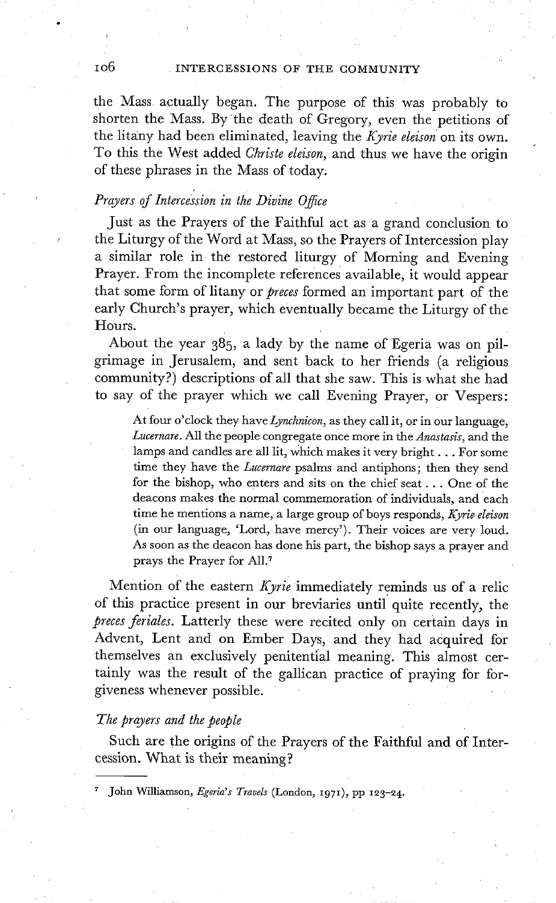the Mass actually began. The purpose of this was probably to shorten the Mass. By the death of Gregory, even the petitions of the litany had been eliminated, leaving the *Kyrie eleison* on its own. To this the West added *Christe eleison*, and thus we have the origin of these phrases in the Mass of today.

### *Prayers of Intercession in the Divine Office*

Just as the Prayers of the Faithful act as a grand conclusion to the Liturgy of the Word at Mass, so the Prayers of Intercession play a similar role in the restored liturgy of Morning and Evening Prayer. From the incomplete references available, it would appear that some form of litany or *preces* formed an important part of the early Church's prayer, which eventually became the Liturgy of the Hours.

About the year 385, a lady by the name of Egeria was on pilgrimage in Jerusalem, and sent back to her friends (a religious community?) descriptions of all that she saw. This is what she had to say of the prayer which we call Evening Prayer, or Vespers:

> At four o'clock they have *Lynchnicon*, as they call it, or in our language, *Lucernare*. All the people congregate once more in the *Anastasis*, and the lamps and candles are all lit, which makes it very bright . . . For some time they have the *Lucernare* psalms and antiphons; then they send for the bishop, who enters and sits on the chief seat . . . One of the deacons makes the normal commemoration of individuals, and each time he mentions a name, a large group of boys responds, *Kyrie eleison* (in our language, 'Lord, have mercy'). Their voices are very loud. As soon as the deacon has done his part, the bishop says a prayer and prays the Prayer for All.[7]

Mention of the eastern *Kyrie* immediately reminds us of a relic of this practice present in our breviaries until quite recently, the *preces feriales*. Latterly these were recited only on certain days in Advent, Lent and on Ember Days, and they had acquired for themselves an exclusively penitential meaning. This almost certainly was the result of the gallican practice of praying for forgiveness whenever possible.

### *The prayers and the people*

Such are the origins of the Prayers of the Faithful and of Intercession. What is their meaning?

---

[7] John Williamson, *Egeria's Travels* (London, 1971), pp 123–24.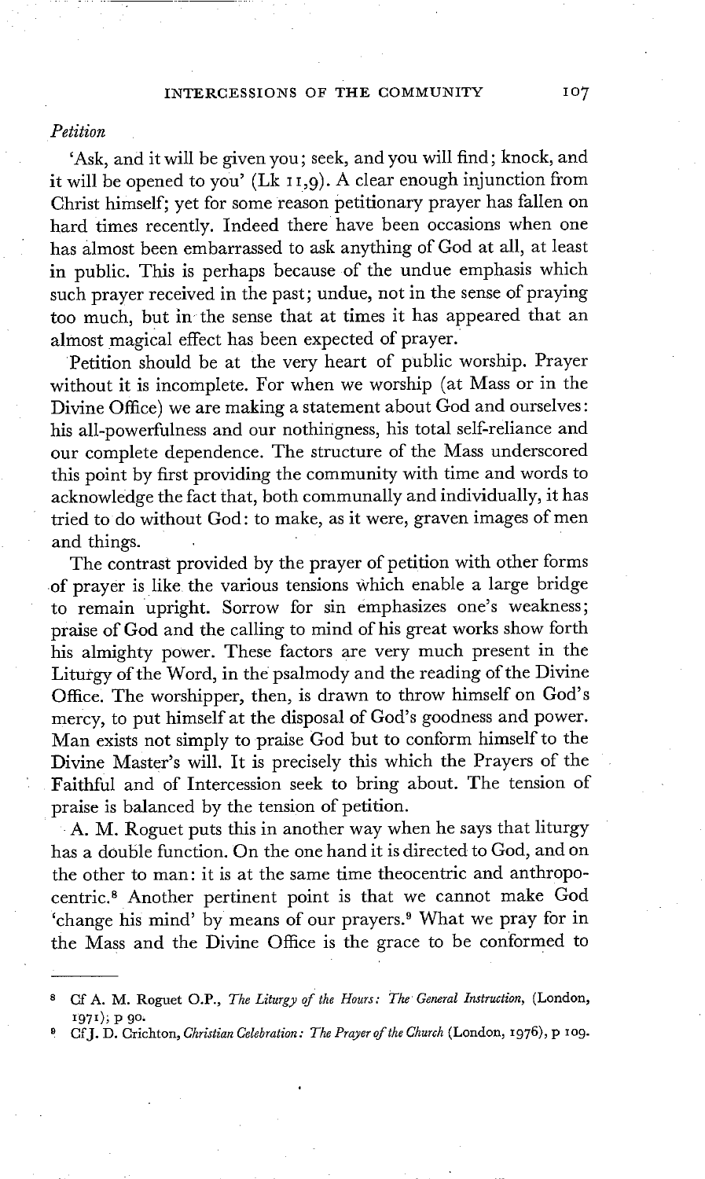*Petition*

'Ask, and it will be given you; seek, and you will find; knock, and it will be opened to you' (Lk 11,9). A clear enough injunction from Christ himself; yet for some reason petitionary prayer has fallen on hard times recently. Indeed there have been occasions when one has almost been embarrassed to ask anything of God at all, at least in public. This is perhaps because of the undue emphasis which such prayer received in the past; undue, not in the sense of praying too much, but in the sense that at times it has appeared that an almost magical effect has been expected of prayer.

Petition should be at the very heart of public worship. Prayer without it is incomplete. For when we worship (at Mass or in the Divine Office) we are making a statement about God and ourselves: his all-powerfulness and our nothingness, his total self-reliance and our complete dependence. The structure of the Mass underscored this point by first providing the community with time and words to acknowledge the fact that, both communally and individually, it has tried to do without God: to make, as it were, graven images of men and things.

The contrast provided by the prayer of petition with other forms of prayer is like the various tensions which enable a large bridge to remain upright. Sorrow for sin emphasizes one's weakness; praise of God and the calling to mind of his great works show forth his almighty power. These factors are very much present in the Liturgy of the Word, in the psalmody and the reading of the Divine Office. The worshipper, then, is drawn to throw himself on God's mercy, to put himself at the disposal of God's goodness and power. Man exists not simply to praise God but to conform himself to the Divine Master's will. It is precisely this which the Prayers of the Faithful and of Intercession seek to bring about. The tension of praise is balanced by the tension of petition.

A. M. Roguet puts this in another way when he says that liturgy has a double function. On the one hand it is directed to God, and on the other to man: it is at the same time theocentric and anthropocentric.[8] Another pertinent point is that we cannot make God 'change his mind' by means of our prayers.[9] What we pray for in the Mass and the Divine Office is the grace to be conformed to

---

[8] Cf A. M. Roguet O.P., *The Liturgy of the Hours: The General Instruction*, (London, 1971); p 90.

[9] Cf J. D. Crichton, *Christian Celebration: The Prayer of the Church* (London, 1976), p 109.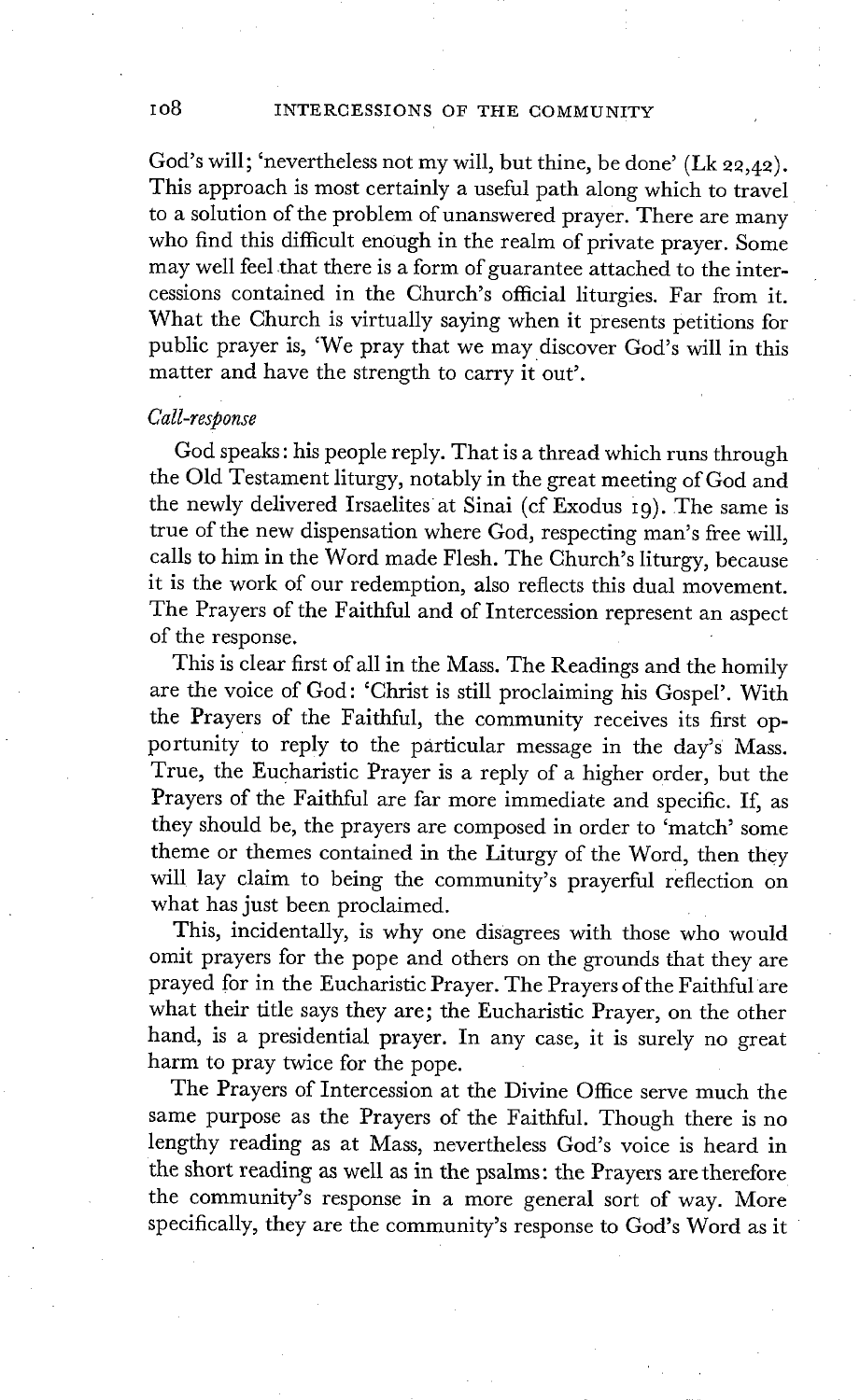God's will; 'nevertheless not my will, but thine, be done' (Lk 22,42). This approach is most certainly a useful path along which to travel to a solution of the problem of unanswered prayer. There are many who find this difficult enough in the realm of private prayer. Some may well feel that there is a form of guarantee attached to the intercessions contained in the Church's official liturgies. Far from it. What the Church is virtually saying when it presents petitions for public prayer is, 'We pray that we may discover God's will in this matter and have the strength to carry it out'.

*Call-response*

God speaks: his people reply. That is a thread which runs through the Old Testament liturgy, notably in the great meeting of God and the newly delivered Irsaelites at Sinai (cf Exodus 19). The same is true of the new dispensation where God, respecting man's free will, calls to him in the Word made Flesh. The Church's liturgy, because it is the work of our redemption, also reflects this dual movement. The Prayers of the Faithful and of Intercession represent an aspect of the response.

This is clear first of all in the Mass. The Readings and the homily are the voice of God: 'Christ is still proclaiming his Gospel'. With the Prayers of the Faithful, the community receives its first opportunity to reply to the particular message in the day's Mass. True, the Eucharistic Prayer is a reply of a higher order, but the Prayers of the Faithful are far more immediate and specific. If, as they should be, the prayers are composed in order to 'match' some theme or themes contained in the Liturgy of the Word, then they will lay claim to being the community's prayerful reflection on what has just been proclaimed.

This, incidentally, is why one disagrees with those who would omit prayers for the pope and others on the grounds that they are prayed for in the Eucharistic Prayer. The Prayers of the Faithful are what their title says they are; the Eucharistic Prayer, on the other hand, is a presidential prayer. In any case, it is surely no great harm to pray twice for the pope.

The Prayers of Intercession at the Divine Office serve much the same purpose as the Prayers of the Faithful. Though there is no lengthy reading as at Mass, nevertheless God's voice is heard in the short reading as well as in the psalms: the Prayers are therefore the community's response in a more general sort of way. More specifically, they are the community's response to God's Word as it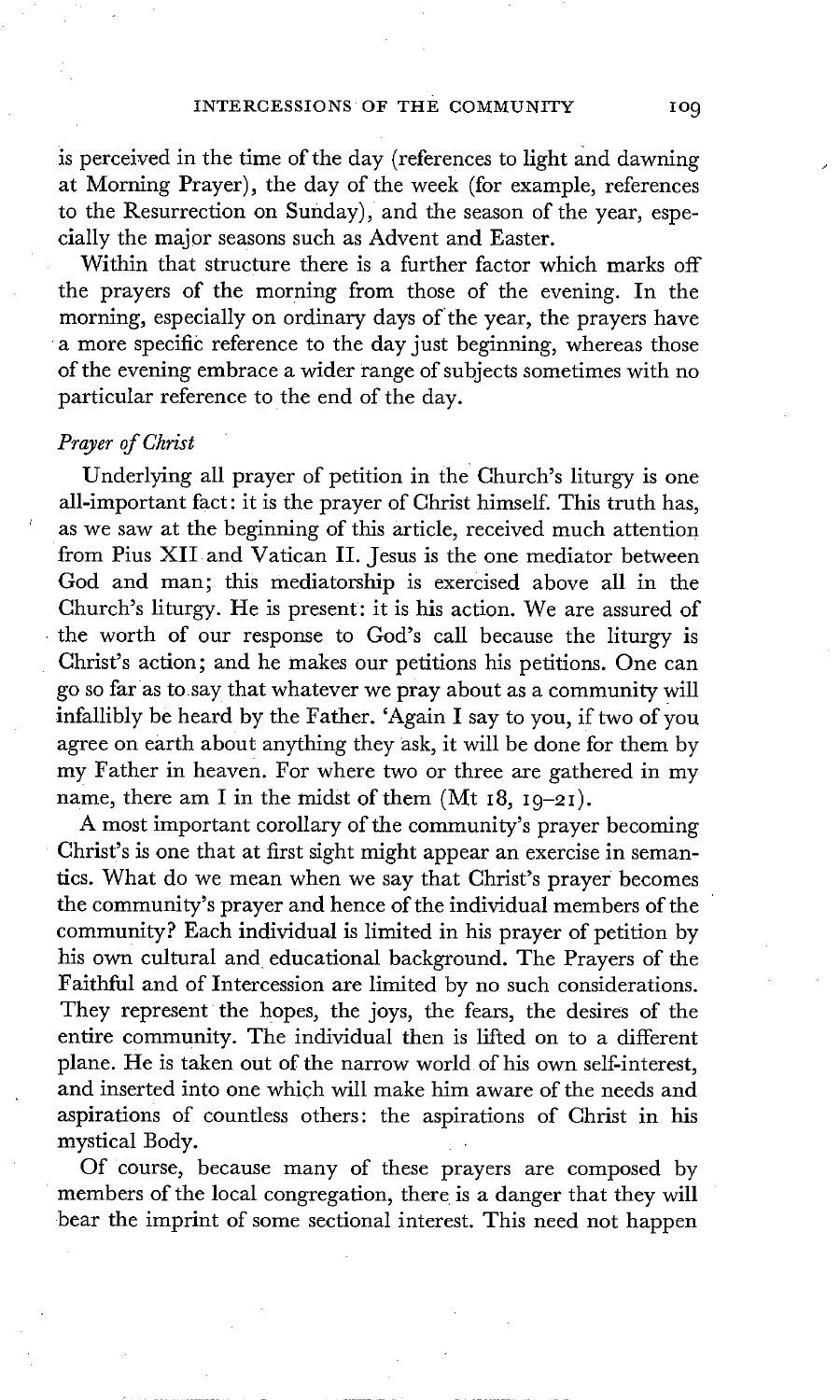is perceived in the time of the day (references to light and dawning at Morning Prayer), the day of the week (for example, references to the Resurrection on Sunday), and the season of the year, especially the major seasons such as Advent and Easter.

Within that structure there is a further factor which marks off the prayers of the morning from those of the evening. In the morning, especially on ordinary days of the year, the prayers have a more specific reference to the day just beginning, whereas those of the evening embrace a wider range of subjects sometimes with no particular reference to the end of the day.

### *Prayer of Christ*

Underlying all prayer of petition in the Church's liturgy is one all-important fact: it is the prayer of Christ himself. This truth has, as we saw at the beginning of this article, received much attention from Pius XII and Vatican II. Jesus is the one mediator between God and man; this mediatorship is exercised above all in the Church's liturgy. He is present: it is his action. We are assured of the worth of our response to God's call because the liturgy is Christ's action; and he makes our petitions his petitions. One can go so far as to say that whatever we pray about as a community will infallibly be heard by the Father. 'Again I say to you, if two of you agree on earth about anything they ask, it will be done for them by my Father in heaven. For where two or three are gathered in my name, there am I in the midst of them (Mt 18, 19–21).

A most important corollary of the community's prayer becoming Christ's is one that at first sight might appear an exercise in semantics. What do we mean when we say that Christ's prayer becomes the community's prayer and hence of the individual members of the community? Each individual is limited in his prayer of petition by his own cultural and educational background. The Prayers of the Faithful and of Intercession are limited by no such considerations. They represent the hopes, the joys, the fears, the desires of the entire community. The individual then is lifted on to a different plane. He is taken out of the narrow world of his own self-interest, and inserted into one which will make him aware of the needs and aspirations of countless others: the aspirations of Christ in his mystical Body.

Of course, because many of these prayers are composed by members of the local congregation, there is a danger that they will bear the imprint of some sectional interest. This need not happen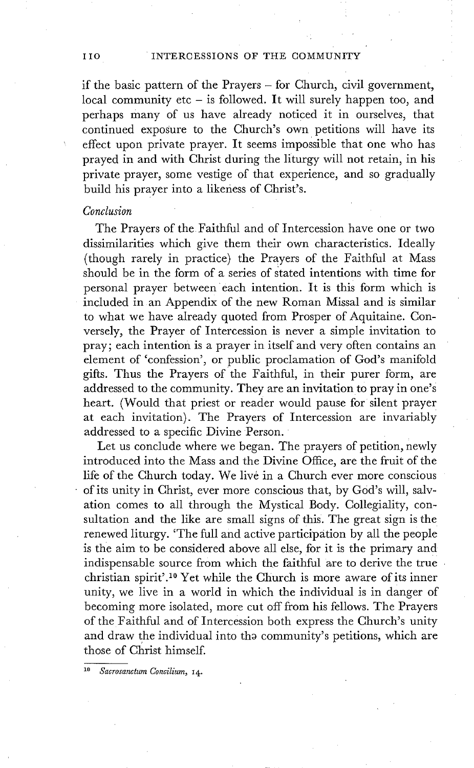if the basic pattern of the Prayers – for Church, civil government, local community etc – is followed. It will surely happen too, and perhaps many of us have already noticed it in ourselves, that continued exposure to the Church's own petitions will have its effect upon private prayer. It seems impossible that one who has prayed in and with Christ during the liturgy will not retain, in his private prayer, some vestige of that experience, and so gradually build his prayer into a likeness of Christ's.

### *Conclusion*

The Prayers of the Faithful and of Intercession have one or two dissimilarities which give them their own characteristics. Ideally (though rarely in practice) the Prayers of the Faithful at Mass should be in the form of a series of stated intentions with time for personal prayer between each intention. It is this form which is included in an Appendix of the new Roman Missal and is similar to what we have already quoted from Prosper of Aquitaine. Conversely, the Prayer of Intercession is never a simple invitation to pray; each intention is a prayer in itself and very often contains an element of 'confession', or public proclamation of God's manifold gifts. Thus the Prayers of the Faithful, in their purer form, are addressed to the community. They are an invitation to pray in one's heart. (Would that priest or reader would pause for silent prayer at each invitation). The Prayers of Intercession are invariably addressed to a specific Divine Person.

Let us conclude where we began. The prayers of petition, newly introduced into the Mass and the Divine Office, are the fruit of the life of the Church today. We live in a Church ever more conscious of its unity in Christ, ever more conscious that, by God's will, salvation comes to all through the Mystical Body. Collegiality, consultation and the like are small signs of this. The great sign is the renewed liturgy. 'The full and active participation by all the people is the aim to be considered above all else, for it is the primary and indispensable source from which the faithful are to derive the true christian spirit'.[10] Yet while the Church is more aware of its inner unity, we live in a world in which the individual is in danger of becoming more isolated, more cut off from his fellows. The Prayers of the Faithful and of Intercession both express the Church's unity and draw the individual into the community's petitions, which are those of Christ himself.

---

[10] *Sacrosanctum Concilium*, 14.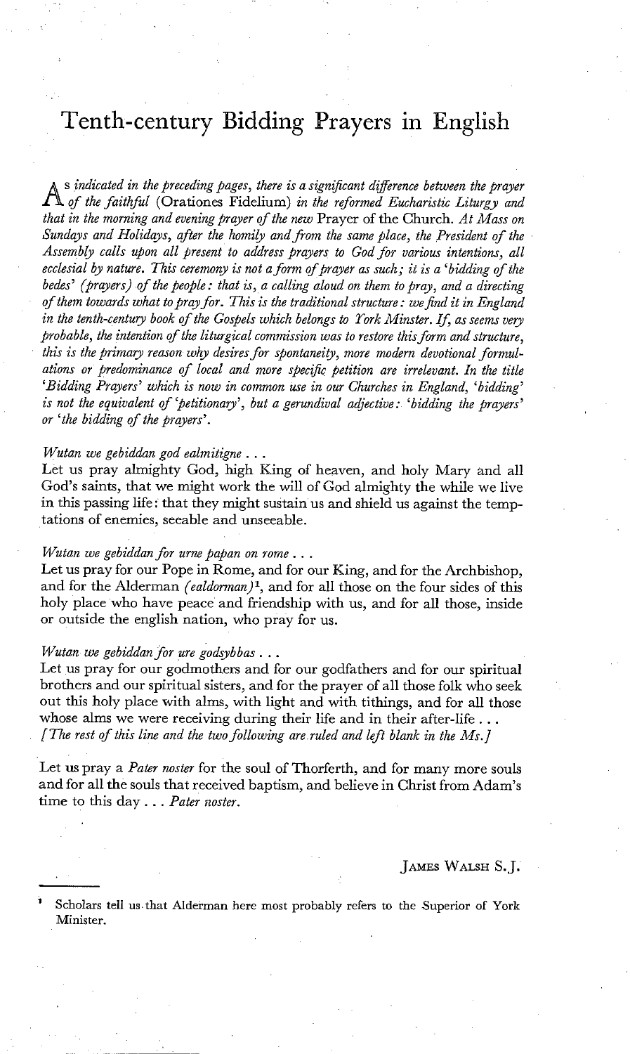# Tenth-century Bidding Prayers in English

*As indicated in the preceding pages, there is a significant difference between the prayer of the faithful* (Orationes Fidelium) *in the reformed Eucharistic Liturgy and that in the morning and evening prayer of the new* Prayer of the Church. *At Mass on Sundays and Holidays, after the homily and from the same place, the President of the Assembly calls upon all present to address prayers to God for various intentions, all ecclesial by nature. This ceremony is not a form of prayer as such; it is a 'bidding of the bedes' (prayers) of the people: that is, a calling aloud on them to pray, and a directing of them towards what to pray for. This is the traditional structure: we find it in England in the tenth-century book of the Gospels which belongs to York Minster. If, as seems very probable, the intention of the liturgical commission was to restore this form and structure, this is the primary reason why desires for spontaneity, more modern devotional formulations or predominance of local and more specific petition are irrelevant. In the title 'Bidding Prayers' which is now in common use in our Churches in England, 'bidding' is not the equivalent of 'petitionary', but a gerundival adjective: 'bidding the prayers' or 'the bidding of the prayers'.*

*Wutan we gebiddan god ealmitigne . . .*
Let us pray almighty God, high King of heaven, and holy Mary and all God's saints, that we might work the will of God almighty the while we live in this passing life: that they might sustain us and shield us against the temptations of enemies, seeable and unseeable.

*Wutan we gebiddan for urne papan on rome . . .*
Let us pray for our Pope in Rome, and for our King, and for the Archbishop, and for the Alderman *(ealdorman)*[1], and for all those on the four sides of this holy place who have peace and friendship with us, and for all those, inside or outside the english nation, who pray for us.

*Wutan we gebiddan for ure godsybbas . . .*
Let us pray for our godmothers and for our godfathers and for our spiritual brothers and our spiritual sisters, and for the prayer of all those folk who seek out this holy place with alms, with light and with tithings, and for all those whose alms we were receiving during their life and in their after-life . . .
*[The rest of this line and the two following are ruled and left blank in the Ms.]*

Let us pray a *Pater noster* for the soul of Thorferth, and for many more souls and for all the souls that received baptism, and believe in Christ from Adam's time to this day . . . *Pater noster.*

JAMES WALSH S.J.

[1] Scholars tell us that Alderman here most probably refers to the Superior of York Minister.